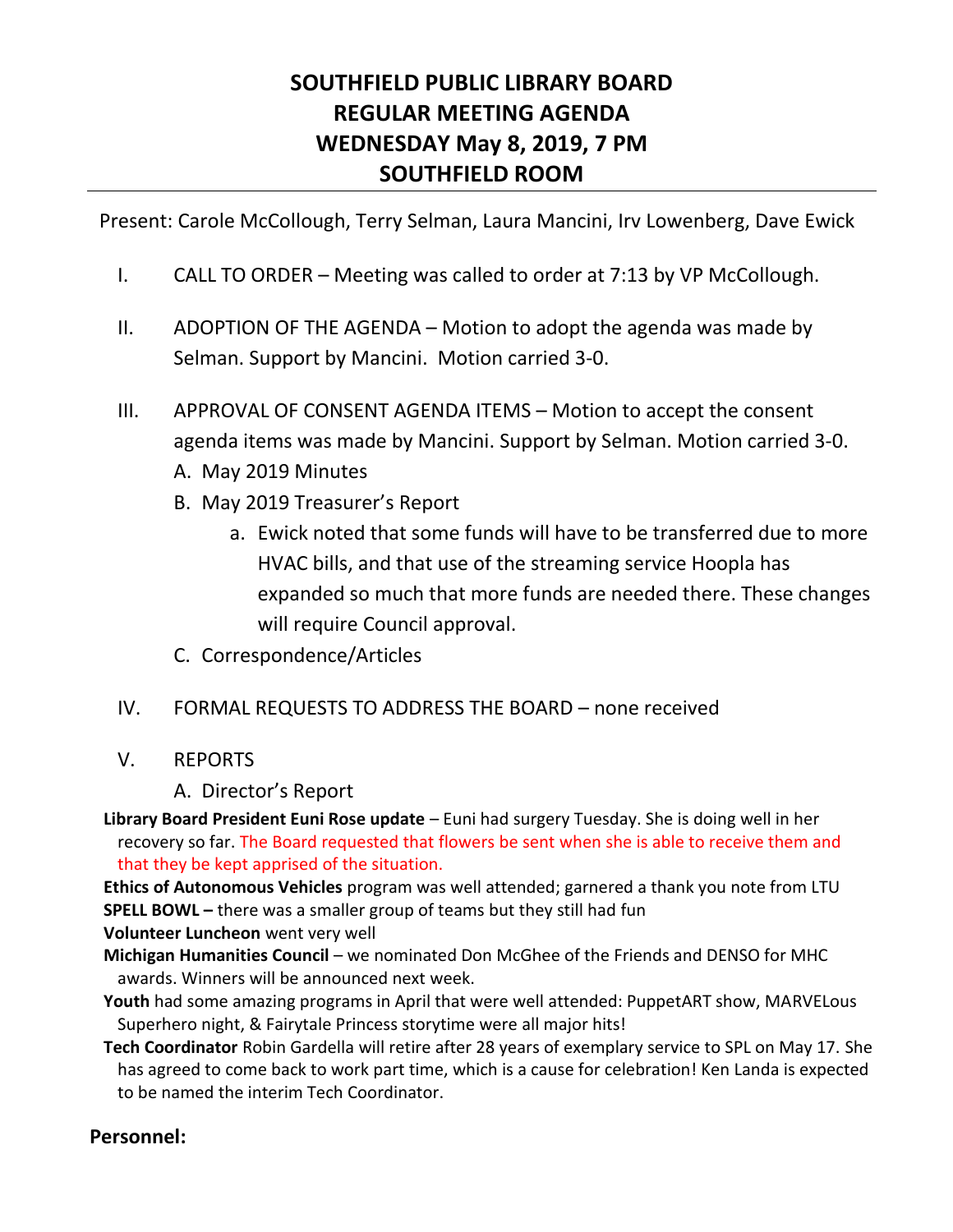# SOUTHFIELD PUBLIC LIBRARY BOARD
# REGULAR MEETING AGENDA
# WEDNESDAY May 8, 2019, 7 PM
# SOUTHFIELD ROOM

---

Present: Carole McCollough, Terry Selman, Laura Mancini, Irv Lowenberg, Dave Ewick

I. CALL TO ORDER – Meeting was called to order at 7:13 by VP McCollough.

II. ADOPTION OF THE AGENDA – Motion to adopt the agenda was made by Selman. Support by Mancini. Motion carried 3-0.

III. APPROVAL OF CONSENT AGENDA ITEMS – Motion to accept the consent agenda items was made by Mancini. Support by Selman. Motion carried 3-0.
   A. May 2019 Minutes
   B. May 2019 Treasurer's Report
      a. Ewick noted that some funds will have to be transferred due to more HVAC bills, and that use of the streaming service Hoopla has expanded so much that more funds are needed there. These changes will require Council approval.
   C. Correspondence/Articles

IV. FORMAL REQUESTS TO ADDRESS THE BOARD – none received

V. REPORTS
   A. Director's Report

**Library Board President Euni Rose update** – Euni had surgery Tuesday. She is doing well in her recovery so far. The Board requested that flowers be sent when she is able to receive them and that they be kept apprised of the situation.

**Ethics of Autonomous Vehicles** program was well attended; garnered a thank you note from LTU

**SPELL BOWL –** there was a smaller group of teams but they still had fun

**Volunteer Luncheon** went very well

**Michigan Humanities Council** – we nominated Don McGhee of the Friends and DENSO for MHC awards. Winners will be announced next week.

**Youth** had some amazing programs in April that were well attended: PuppetART show, MARVELous Superhero night, & Fairytale Princess storytime were all major hits!

**Tech Coordinator** Robin Gardella will retire after 28 years of exemplary service to SPL on May 17. She has agreed to come back to work part time, which is a cause for celebration! Ken Landa is expected to be named the interim Tech Coordinator.

## Personnel: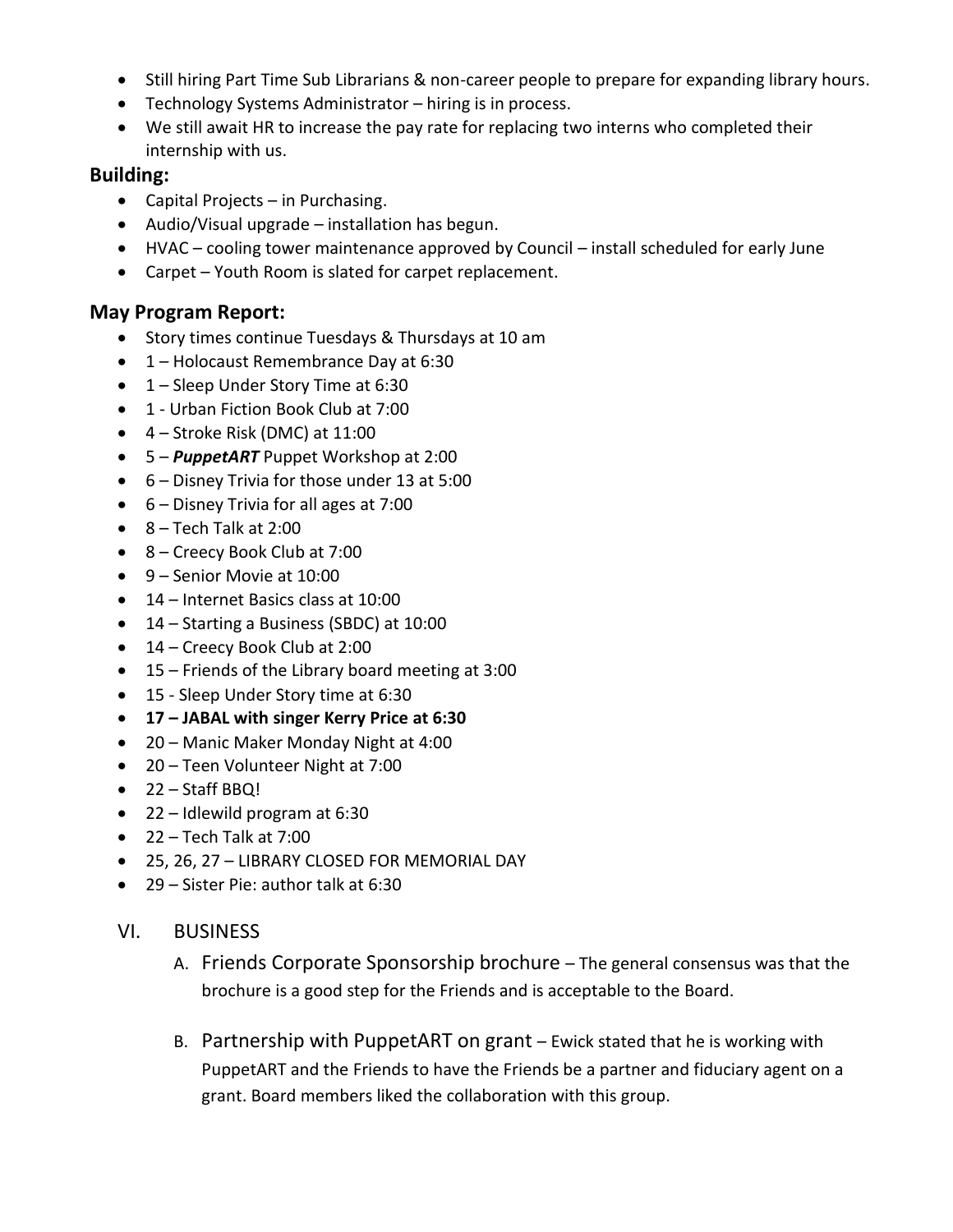- Still hiring Part Time Sub Librarians & non-career people to prepare for expanding library hours.
- Technology Systems Administrator – hiring is in process.
- We still await HR to increase the pay rate for replacing two interns who completed their internship with us.

### Building:

- Capital Projects – in Purchasing.
- Audio/Visual upgrade – installation has begun.
- HVAC – cooling tower maintenance approved by Council – install scheduled for early June
- Carpet – Youth Room is slated for carpet replacement.

### May Program Report:

- Story times continue Tuesdays & Thursdays at 10 am
- 1 – Holocaust Remembrance Day at 6:30
- 1 – Sleep Under Story Time at 6:30
- 1 - Urban Fiction Book Club at 7:00
- 4 – Stroke Risk (DMC) at 11:00
- 5 – ***PuppetART*** Puppet Workshop at 2:00
- 6 – Disney Trivia for those under 13 at 5:00
- 6 – Disney Trivia for all ages at 7:00
- 8 – Tech Talk at 2:00
- 8 – Creecy Book Club at 7:00
- 9 – Senior Movie at 10:00
- 14 – Internet Basics class at 10:00
- 14 – Starting a Business (SBDC) at 10:00
- 14 – Creecy Book Club at 2:00
- 15 – Friends of the Library board meeting at 3:00
- 15 - Sleep Under Story time at 6:30
- **17 – JABAL with singer Kerry Price at 6:30**
- 20 – Manic Maker Monday Night at 4:00
- 20 – Teen Volunteer Night at 7:00
- 22 – Staff BBQ!
- 22 – Idlewild program at 6:30
- 22 – Tech Talk at 7:00
- 25, 26, 27 – LIBRARY CLOSED FOR MEMORIAL DAY
- 29 – Sister Pie: author talk at 6:30

## VI. BUSINESS

A. Friends Corporate Sponsorship brochure – The general consensus was that the brochure is a good step for the Friends and is acceptable to the Board.

B. Partnership with PuppetART on grant – Ewick stated that he is working with PuppetART and the Friends to have the Friends be a partner and fiduciary agent on a grant. Board members liked the collaboration with this group.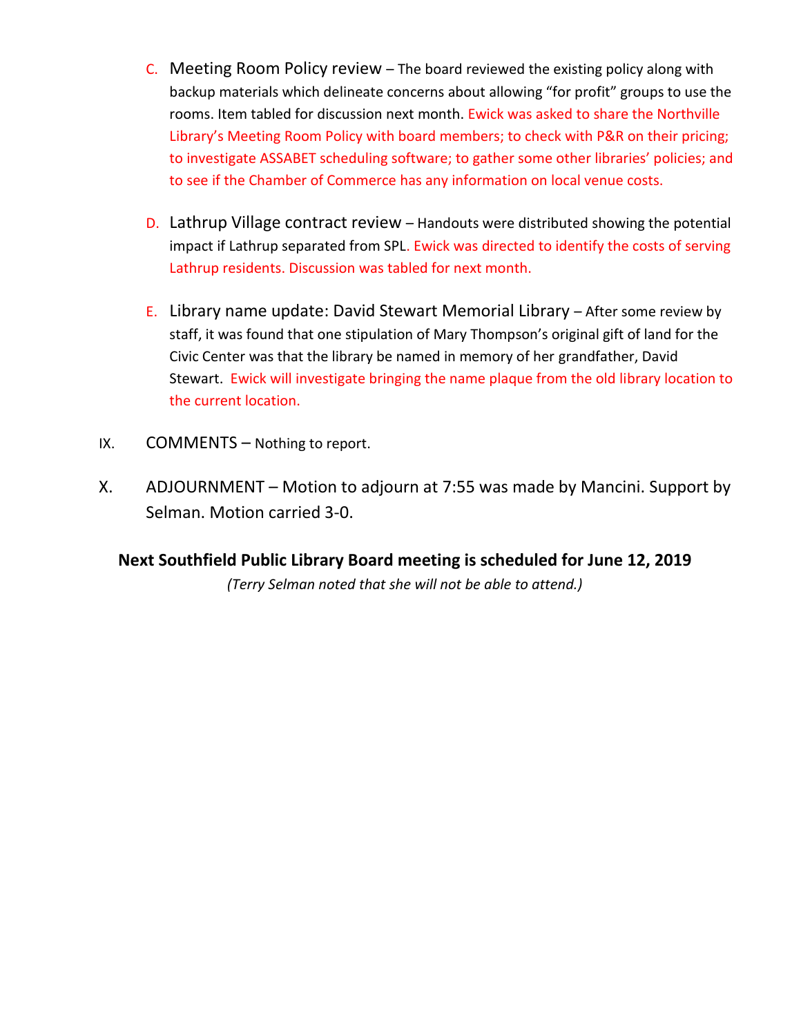C. Meeting Room Policy review – The board reviewed the existing policy along with backup materials which delineate concerns about allowing "for profit" groups to use the rooms. Item tabled for discussion next month. Ewick was asked to share the Northville Library's Meeting Room Policy with board members; to check with P&R on their pricing; to investigate ASSABET scheduling software; to gather some other libraries' policies; and to see if the Chamber of Commerce has any information on local venue costs.

D. Lathrup Village contract review – Handouts were distributed showing the potential impact if Lathrup separated from SPL. Ewick was directed to identify the costs of serving Lathrup residents. Discussion was tabled for next month.

E. Library name update: David Stewart Memorial Library – After some review by staff, it was found that one stipulation of Mary Thompson's original gift of land for the Civic Center was that the library be named in memory of her grandfather, David Stewart. Ewick will investigate bringing the name plaque from the old library location to the current location.

IX. COMMENTS – Nothing to report.

X. ADJOURNMENT – Motion to adjourn at 7:55 was made by Mancini. Support by Selman. Motion carried 3-0.

**Next Southfield Public Library Board meeting is scheduled for June 12, 2019**

*(Terry Selman noted that she will not be able to attend.)*